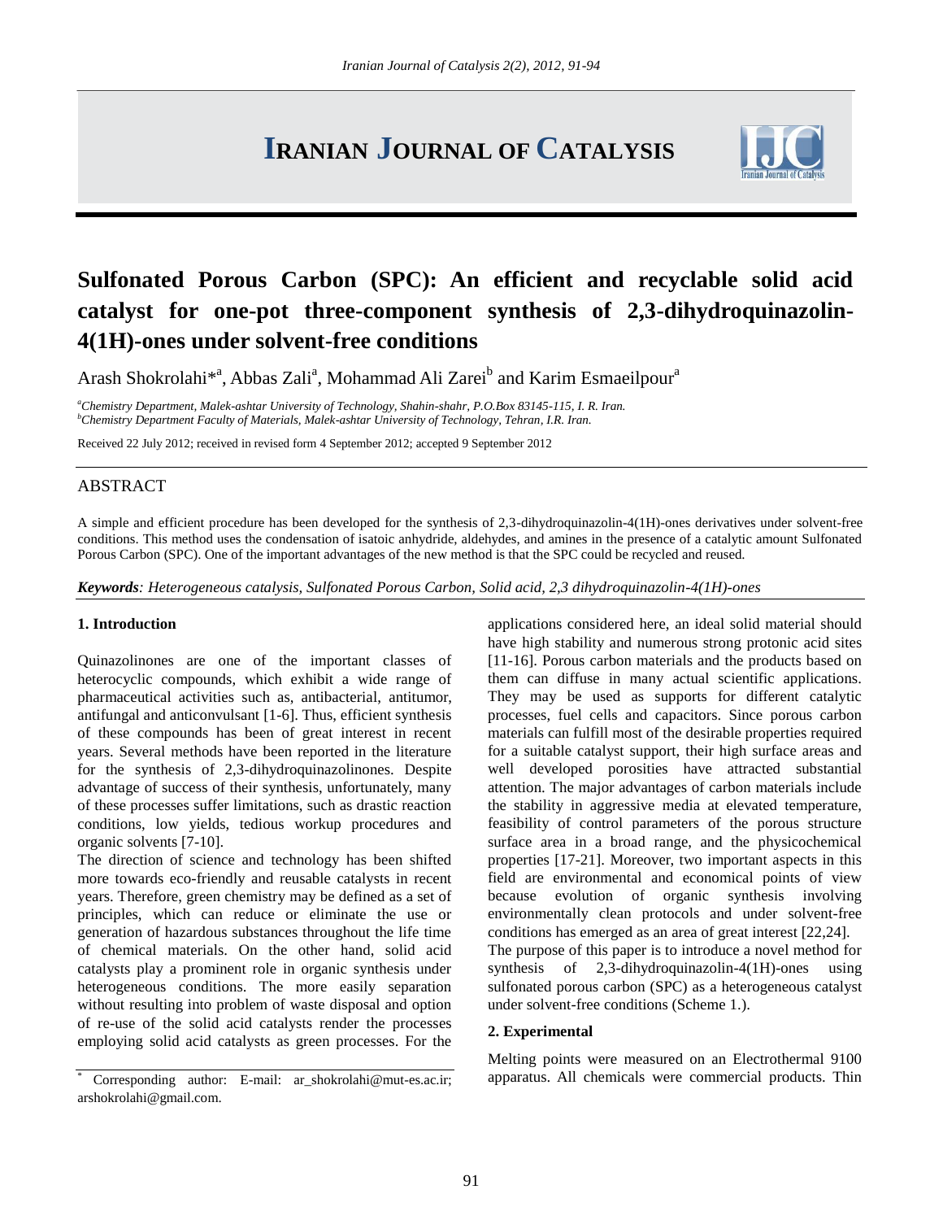# Sulfonated Porous Carbon (SPC): An efficient and recyclable solid acid catalyst for one-pot three-component synthesis of 2,3-dihydroquinazolin-4(1H)-ones under solvent-free conditions

Arash Shokrolahi*[a], Abbas Zali[a], Mohammad Ali Zarei[b] and Karim Esmaeilpour[a]

[a]*Chemistry Department, Malek-ashtar University of Technology, Shahin-shahr, P.O.Box 83145-115, I. R. Iran.*
[b]*Chemistry Department Faculty of Materials, Malek-ashtar University of Technology, Tehran, I.R. Iran.*

Received 22 July 2012; received in revised form 4 September 2012; accepted 9 September 2012

## ABSTRACT

A simple and efficient procedure has been developed for the synthesis of 2,3-dihydroquinazolin-4(1H)-ones derivatives under solvent-free conditions. This method uses the condensation of isatoic anhydride, aldehydes, and amines in the presence of a catalytic amount Sulfonated Porous Carbon (SPC). One of the important advantages of the new method is that the SPC could be recycled and reused.

***Keywords****: Heterogeneous catalysis, Sulfonated Porous Carbon, Solid acid, 2,3 dihydroquinazolin-4(1H)-ones*

### 1. Introduction

Quinazolinones are one of the important classes of heterocyclic compounds, which exhibit a wide range of pharmaceutical activities such as, antibacterial, antitumor, antifungal and anticonvulsant [1-6]. Thus, efficient synthesis of these compounds has been of great interest in recent years. Several methods have been reported in the literature for the synthesis of 2,3-dihydroquinazolinones. Despite advantage of success of their synthesis, unfortunately, many of these processes suffer limitations, such as drastic reaction conditions, low yields, tedious workup procedures and organic solvents [7-10].

The direction of science and technology has been shifted more towards eco-friendly and reusable catalysts in recent years. Therefore, green chemistry may be defined as a set of principles, which can reduce or eliminate the use or generation of hazardous substances throughout the life time of chemical materials. On the other hand, solid acid catalysts play a prominent role in organic synthesis under heterogeneous conditions. The more easily separation without resulting into problem of waste disposal and option of re-use of the solid acid catalysts render the processes employing solid acid catalysts as green processes. For the applications considered here, an ideal solid material should have high stability and numerous strong protonic acid sites [11-16]. Porous carbon materials and the products based on them can diffuse in many actual scientific applications. They may be used as supports for different catalytic processes, fuel cells and capacitors. Since porous carbon materials can fulfill most of the desirable properties required for a suitable catalyst support, their high surface areas and well developed porosities have attracted substantial attention. The major advantages of carbon materials include the stability in aggressive media at elevated temperature, feasibility of control parameters of the porous structure surface area in a broad range, and the physicochemical properties [17-21]. Moreover, two important aspects in this field are environmental and economical points of view because evolution of organic synthesis involving environmentally clean protocols and under solvent-free conditions has emerged as an area of great interest [22,24].

The purpose of this paper is to introduce a novel method for synthesis of 2,3-dihydroquinazolin-4(1H)-ones using sulfonated porous carbon (SPC) as a heterogeneous catalyst under solvent-free conditions (Scheme 1.).

### 2. Experimental

Melting points were measured on an Electrothermal 9100 apparatus. All chemicals were commercial products. Thin

\* Corresponding author: E-mail: ar_shokrolahi@mut-es.ac.ir; arshokrolahi@gmail.com.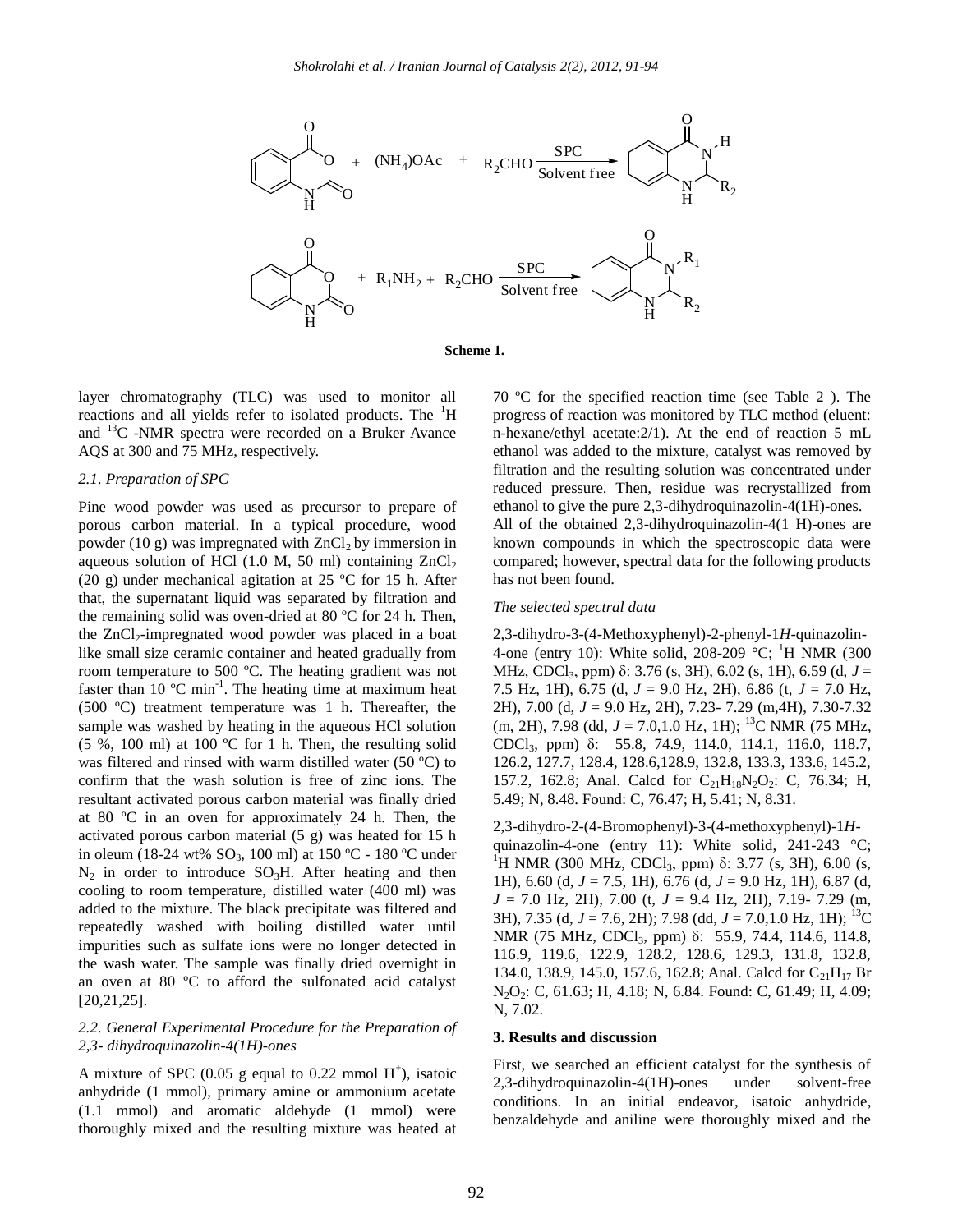**Scheme 1.**

layer chromatography (TLC) was used to monitor all reactions and all yields refer to isolated products. The $^{1}H$ and $^{13}C$ -NMR spectra were recorded on a Bruker Avance AQS at 300 and 75 MHz, respectively.

### *2.1. Preparation of SPC*

Pine wood powder was used as precursor to prepare of porous carbon material. In a typical procedure, wood powder (10 g) was impregnated with $ZnCl_2$ by immersion in aqueous solution of HCl (1.0 M, 50 ml) containing $ZnCl_2$ (20 g) under mechanical agitation at 25 ºC for 15 h. After that, the supernatant liquid was separated by filtration and the remaining solid was oven-dried at 80 ºC for 24 h. Then, the $ZnCl_2$-impregnated wood powder was placed in a boat like small size ceramic container and heated gradually from room temperature to 500 ºC. The heating gradient was not faster than 10 ºC $min^{-1}$. The heating time at maximum heat (500 ºC) treatment temperature was 1 h. Thereafter, the sample was washed by heating in the aqueous HCl solution (5 %, 100 ml) at 100 ºC for 1 h. Then, the resulting solid was filtered and rinsed with warm distilled water (50 ºC) to confirm that the wash solution is free of zinc ions. The resultant activated porous carbon material was finally dried at 80 ºC in an oven for approximately 24 h. Then, the activated porous carbon material (5 g) was heated for 15 h in oleum (18-24 wt% $SO_3$, 100 ml) at 150 ºC - 180 ºC under $N_2$ in order to introduce $SO_3H$. After heating and then cooling to room temperature, distilled water (400 ml) was added to the mixture. The black precipitate was filtered and repeatedly washed with boiling distilled water until impurities such as sulfate ions were no longer detected in the wash water. The sample was finally dried overnight in an oven at 80 ºC to afford the sulfonated acid catalyst [20,21,25].

### *2.2. General Experimental Procedure for the Preparation of 2,3- dihydroquinazolin-4(1H)-ones*

A mixture of SPC (0.05 g equal to 0.22 mmol $H^{+}$), isatoic anhydride (1 mmol), primary amine or ammonium acetate (1.1 mmol) and aromatic aldehyde (1 mmol) were thoroughly mixed and the resulting mixture was heated at 70 ºC for the specified reaction time (see Table 2 ). The progress of reaction was monitored by TLC method (eluent: n-hexane/ethyl acetate:2/1). At the end of reaction 5 mL ethanol was added to the mixture, catalyst was removed by filtration and the resulting solution was concentrated under reduced pressure. Then, residue was recrystallized from ethanol to give the pure 2,3-dihydroquinazolin-4(1H)-ones.

All of the obtained 2,3-dihydroquinazolin-4(1 H)-ones are known compounds in which the spectroscopic data were compared; however, spectral data for the following products has not been found.

*The selected spectral data*

2,3-dihydro-3-(4-Methoxyphenyl)-2-phenyl-1*H*-quinazolin-4-one (entry 10): White solid, 208-209 °C; $^{1}H$ NMR (300 MHz, $CDCl_3$, ppm) δ: 3.76 (s, 3H), 6.02 (s, 1H), 6.59 (d, *J* = 7.5 Hz, 1H), 6.75 (d, *J* = 9.0 Hz, 2H), 6.86 (t, *J* = 7.0 Hz, 2H), 7.00 (d, *J* = 9.0 Hz, 2H), 7.23- 7.29 (m,4H), 7.30-7.32 (m, 2H), 7.98 (dd, *J* = 7.0,1.0 Hz, 1H); $^{13}C$ NMR (75 MHz, $CDCl_3$, ppm) δ: 55.8, 74.9, 114.0, 114.1, 116.0, 118.7, 126.2, 127.7, 128.4, 128.6,128.9, 132.8, 133.3, 133.6, 145.2, 157.2, 162.8; Anal. Calcd for $C_{21}H_{18}N_2O_2$: C, 76.34; H, 5.49; N, 8.48. Found: C, 76.47; H, 5.41; N, 8.31.

2,3-dihydro-2-(4-Bromophenyl)-3-(4-methoxyphenyl)-1*H*-quinazolin-4-one (entry 11): White solid, 241-243 °C; $^{1}H$ NMR (300 MHz, $CDCl_3$, ppm) δ: 3.77 (s, 3H), 6.00 (s, 1H), 6.60 (d, *J* = 7.5, 1H), 6.76 (d, *J* = 9.0 Hz, 1H), 6.87 (d, *J* = 7.0 Hz, 2H), 7.00 (t, *J* = 9.4 Hz, 2H), 7.19- 7.29 (m, 3H), 7.35 (d, *J* = 7.6, 2H); 7.98 (dd, *J* = 7.0,1.0 Hz, 1H); $^{13}C$ NMR (75 MHz, $CDCl_3$, ppm) δ: 55.9, 74.4, 114.6, 114.8, 116.9, 119.6, 122.9, 128.2, 128.6, 129.3, 131.8, 132.8, 134.0, 138.9, 145.0, 157.6, 162.8; Anal. Calcd for $C_{21}H_{17}BrN_2O_2$: C, 61.63; H, 4.18; N, 6.84. Found: C, 61.49; H, 4.09; N, 7.02.

## 3. Results and discussion

First, we searched an efficient catalyst for the synthesis of 2,3-dihydroquinazolin-4(1H)-ones under solvent-free conditions. In an initial endeavor, isatoic anhydride, benzaldehyde and aniline were thoroughly mixed and the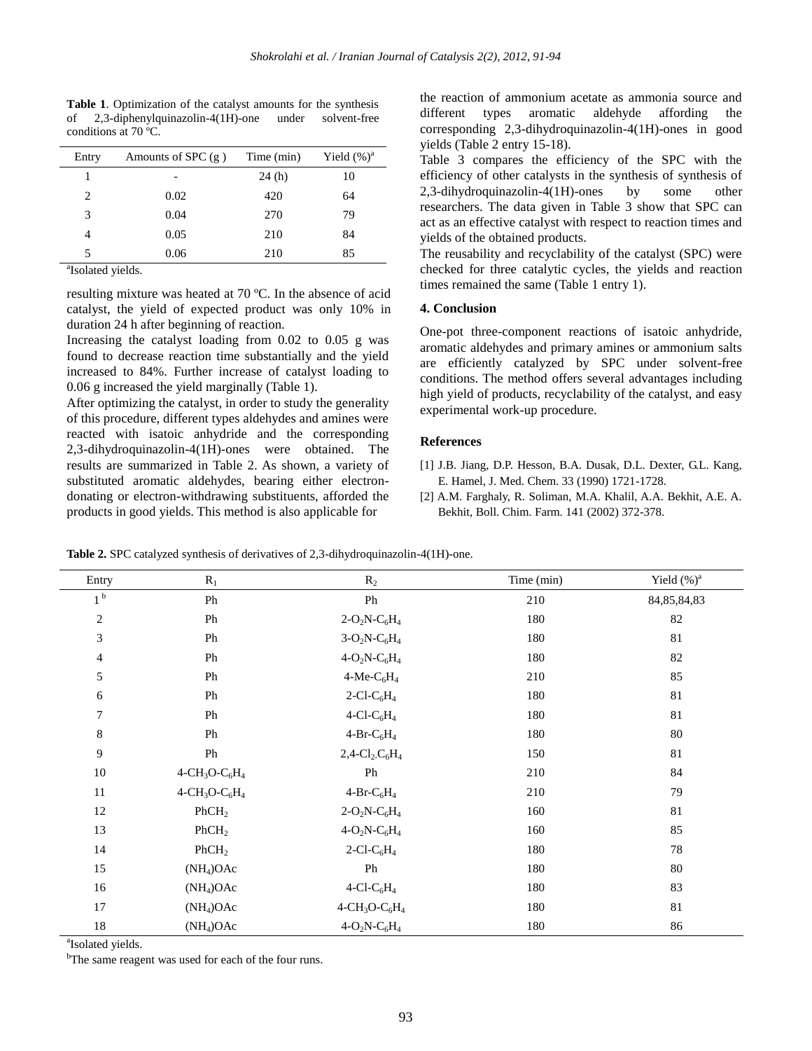**Table 1**. Optimization of the catalyst amounts for the synthesis of 2,3-diphenylquinazolin-4(1H)-one under solvent-free conditions at 70 ºC.

| Entry | Amounts of SPC (g ) | Time (min) | Yield (%)[a] |
|---|---|---|---|
| 1 | - | 24 (h) | 10 |
| 2 | 0.02 | 420 | 64 |
| 3 | 0.04 | 270 | 79 |
| 4 | 0.05 | 210 | 84 |
| 5 | 0.06 | 210 | 85 |

[a]Isolated yields.

resulting mixture was heated at 70 ºC. In the absence of acid catalyst, the yield of expected product was only 10% in duration 24 h after beginning of reaction.

Increasing the catalyst loading from 0.02 to 0.05 g was found to decrease reaction time substantially and the yield increased to 84%. Further increase of catalyst loading to 0.06 g increased the yield marginally (Table 1).

After optimizing the catalyst, in order to study the generality of this procedure, different types aldehydes and amines were reacted with isatoic anhydride and the corresponding 2,3-dihydroquinazolin-4(1H)-ones were obtained. The results are summarized in Table 2. As shown, a variety of substituted aromatic aldehydes, bearing either electron-donating or electron-withdrawing substituents, afforded the products in good yields. This method is also applicable for the reaction of ammonium acetate as ammonia source and different types aromatic aldehyde affording the corresponding 2,3-dihydroquinazolin-4(1H)-ones in good yields (Table 2 entry 15-18).

Table 3 compares the efficiency of the SPC with the efficiency of other catalysts in the synthesis of synthesis of 2,3-dihydroquinazolin-4(1H)-ones by some other researchers. The data given in Table 3 show that SPC can act as an effective catalyst with respect to reaction times and yields of the obtained products.

The reusability and recyclability of the catalyst (SPC) were checked for three catalytic cycles, the yields and reaction times remained the same (Table 1 entry 1).

## 4. Conclusion

One-pot three-component reactions of isatoic anhydride, aromatic aldehydes and primary amines or ammonium salts are efficiently catalyzed by SPC under solvent-free conditions. The method offers several advantages including high yield of products, recyclability of the catalyst, and easy experimental work-up procedure.

## References

[1] J.B. Jiang, D.P. Hesson, B.A. Dusak, D.L. Dexter, G.L. Kang, E. Hamel, J. Med. Chem. 33 (1990) 1721-1728.

[2] A.M. Farghaly, R. Soliman, M.A. Khalil, A.A. Bekhit, A.E. A. Bekhit, Boll. Chim. Farm. 141 (2002) 372-378.

**Table 2.** SPC catalyzed synthesis of derivatives of 2,3-dihydroquinazolin-4(1H)-one.

| Entry | $R_1$ | $R_2$ | Time (min) | Yield (%)[a] |
|---|---|---|---|---|
| 1[b] | Ph | Ph | 210 | 84,85,84,83 |
| 2 | Ph | $2\text{-}O_2N\text{-}C_6H_4$ | 180 | 82 |
| 3 | Ph | $3\text{-}O_2N\text{-}C_6H_4$ | 180 | 81 |
| 4 | Ph | $4\text{-}O_2N\text{-}C_6H_4$ | 180 | 82 |
| 5 | Ph | $4\text{-Me-}C_6H_4$ | 210 | 85 |
| 6 | Ph | $2\text{-Cl-}C_6H_4$ | 180 | 81 |
| 7 | Ph | $4\text{-Cl-}C_6H_4$ | 180 | 81 |
| 8 | Ph | $4\text{-Br-}C_6H_4$ | 180 | 80 |
| 9 | Ph | $2,4\text{-}Cl_2\text{-}C_6H_4$ | 150 | 81 |
| 10 | $4\text{-}CH_3O\text{-}C_6H_4$ | Ph | 210 | 84 |
| 11 | $4\text{-}CH_3O\text{-}C_6H_4$ | $4\text{-Br-}C_6H_4$ | 210 | 79 |
| 12 | $PhCH_2$ | $2\text{-}O_2N\text{-}C_6H_4$ | 160 | 81 |
| 13 | $PhCH_2$ | $4\text{-}O_2N\text{-}C_6H_4$ | 160 | 85 |
| 14 | $PhCH_2$ | $2\text{-Cl-}C_6H_4$ | 180 | 78 |
| 15 | $(NH_4)OAc$ | Ph | 180 | 80 |
| 16 | $(NH_4)OAc$ | $4\text{-Cl-}C_6H_4$ | 180 | 83 |
| 17 | $(NH_4)OAc$ | $4\text{-}CH_3O\text{-}C_6H_4$ | 180 | 81 |
| 18 | $(NH_4)OAc$ | $4\text{-}O_2N\text{-}C_6H_4$ | 180 | 86 |

[a]Isolated yields.

[b]The same reagent was used for each of the four runs.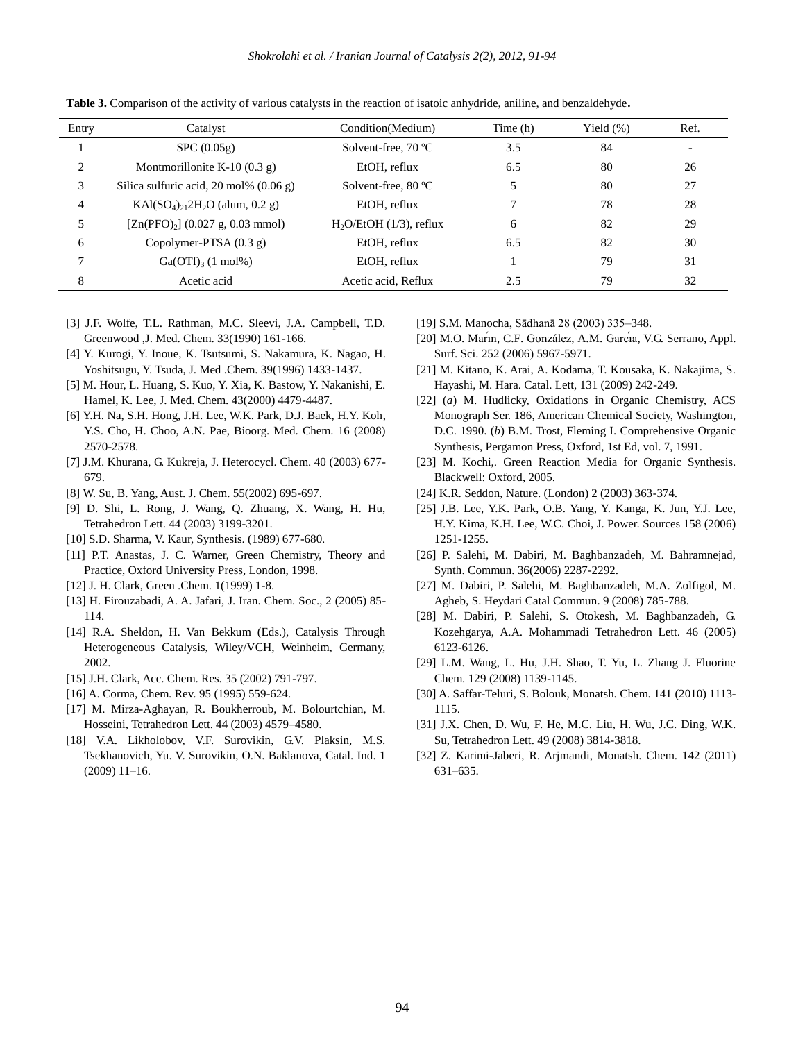**Table 3.** Comparison of the activity of various catalysts in the reaction of isatoic anhydride, aniline, and benzaldehyde.

| Entry | Catalyst | Condition(Medium) | Time (h) | Yield (%) | Ref. |
|---|---|---|---|---|---|
| 1 | SPC (0.05g) | Solvent-free, 70 ºC | 3.5 | 84 | - |
| 2 | Montmorillonite K-10 (0.3 g) | EtOH, reflux | 6.5 | 80 | 26 |
| 3 | Silica sulfuric acid, 20 mol% (0.06 g) | Solvent-free, 80 ºC | 5 | 80 | 27 |
| 4 | $KAl(SO_4)_{21}2H_2O$ (alum, 0.2 g) | EtOH, reflux | 7 | 78 | 28 |
| 5 | $[Zn(PFO)_2]$ (0.027 g, 0.03 mmol) | $H_2O$/EtOH (1/3), reflux | 6 | 82 | 29 |
| 6 | Copolymer-PTSA (0.3 g) | EtOH, reflux | 6.5 | 82 | 30 |
| 7 | $Ga(OTf)_3$ (1 mol%) | EtOH, reflux | 1 | 79 | 31 |
| 8 | Acetic acid | Acetic acid, Reflux | 2.5 | 79 | 32 |

[3] J.F. Wolfe, T.L. Rathman, M.C. Sleevi, J.A. Campbell, T.D. Greenwood ,J. Med. Chem. 33(1990) 161-166.

[4] Y. Kurogi, Y. Inoue, K. Tsutsumi, S. Nakamura, K. Nagao, H. Yoshitsugu, Y. Tsuda, J. Med .Chem. 39(1996) 1433-1437.

[5] M. Hour, L. Huang, S. Kuo, Y. Xia, K. Bastow, Y. Nakanishi, E. Hamel, K. Lee, J. Med. Chem. 43(2000) 4479-4487.

[6] Y.H. Na, S.H. Hong, J.H. Lee, W.K. Park, D.J. Baek, H.Y. Koh, Y.S. Cho, H. Choo, A.N. Pae, Bioorg. Med. Chem. 16 (2008) 2570-2578.

[7] J.M. Khurana, G. Kukreja, J. Heterocycl. Chem. 40 (2003) 677-679.

[8] W. Su, B. Yang, Aust. J. Chem. 55(2002) 695-697.

[9] D. Shi, L. Rong, J. Wang, Q. Zhuang, X. Wang, H. Hu, Tetrahedron Lett. 44 (2003) 3199-3201.

[10] S.D. Sharma, V. Kaur, Synthesis. (1989) 677-680.

[11] P.T. Anastas, J. C. Warner, Green Chemistry, Theory and Practice, Oxford University Press, London, 1998.

[12] J. H. Clark, Green .Chem. 1(1999) 1-8.

[13] H. Firouzabadi, A. A. Jafari, J. Iran. Chem. Soc., 2 (2005) 85-114.

[14] R.A. Sheldon, H. Van Bekkum (Eds.), Catalysis Through Heterogeneous Catalysis, Wiley/VCH, Weinheim, Germany, 2002.

[15] J.H. Clark, Acc. Chem. Res. 35 (2002) 791-797.

[16] A. Corma, Chem. Rev. 95 (1995) 559-624.

[17] M. Mirza-Aghayan, R. Boukherroub, M. Bolourtchian, M. Hosseini, Tetrahedron Lett. 44 (2003) 4579–4580.

[18] V.A. Likholobov, V.F. Surovikin, G.V. Plaksin, M.S. Tsekhanovich, Yu. V. Surovikin, O.N. Baklanova, Catal. Ind. 1 (2009) 11–16.

[19] S.M. Manocha, Sãdhanã 28 (2003) 335–348.

[20] M.O. Marín, C.F. González, A.M. García, V.G. Serrano, Appl. Surf. Sci. 252 (2006) 5967-5971.

[21] M. Kitano, K. Arai, A. Kodama, T. Kousaka, K. Nakajima, S. Hayashi, M. Hara. Catal. Lett, 131 (2009) 242-249.

[22] (*a*) M. Hudlicky, Oxidations in Organic Chemistry, ACS Monograph Ser. 186, American Chemical Society, Washington, D.C. 1990. (*b*) B.M. Trost, Fleming I. Comprehensive Organic Synthesis, Pergamon Press, Oxford, 1st Ed, vol. 7, 1991.

[23] M. Kochi,. Green Reaction Media for Organic Synthesis. Blackwell: Oxford, 2005.

[24] K.R. Seddon, Nature. (London) 2 (2003) 363-374.

[25] J.B. Lee, Y.K. Park, O.B. Yang, Y. Kanga, K. Jun, Y.J. Lee, H.Y. Kima, K.H. Lee, W.C. Choi, J. Power. Sources 158 (2006) 1251-1255.

[26] P. Salehi, M. Dabiri, M. Baghbanzadeh, M. Bahramnejad, Synth. Commun. 36(2006) 2287-2292.

[27] M. Dabiri, P. Salehi, M. Baghbanzadeh, M.A. Zolfigol, M. Agheb, S. Heydari Catal Commun. 9 (2008) 785-788.

[28] M. Dabiri, P. Salehi, S. Otokesh, M. Baghbanzadeh, G. Kozehgarya, A.A. Mohammadi Tetrahedron Lett. 46 (2005) 6123-6126.

[29] L.M. Wang, L. Hu, J.H. Shao, T. Yu, L. Zhang J. Fluorine Chem. 129 (2008) 1139-1145.

[30] A. Saffar-Teluri, S. Bolouk, Monatsh. Chem. 141 (2010) 1113-1115.

[31] J.X. Chen, D. Wu, F. He, M.C. Liu, H. Wu, J.C. Ding, W.K. Su, Tetrahedron Lett. 49 (2008) 3814-3818.

[32] Z. Karimi-Jaberi, R. Arjmandi, Monatsh. Chem. 142 (2011) 631–635.